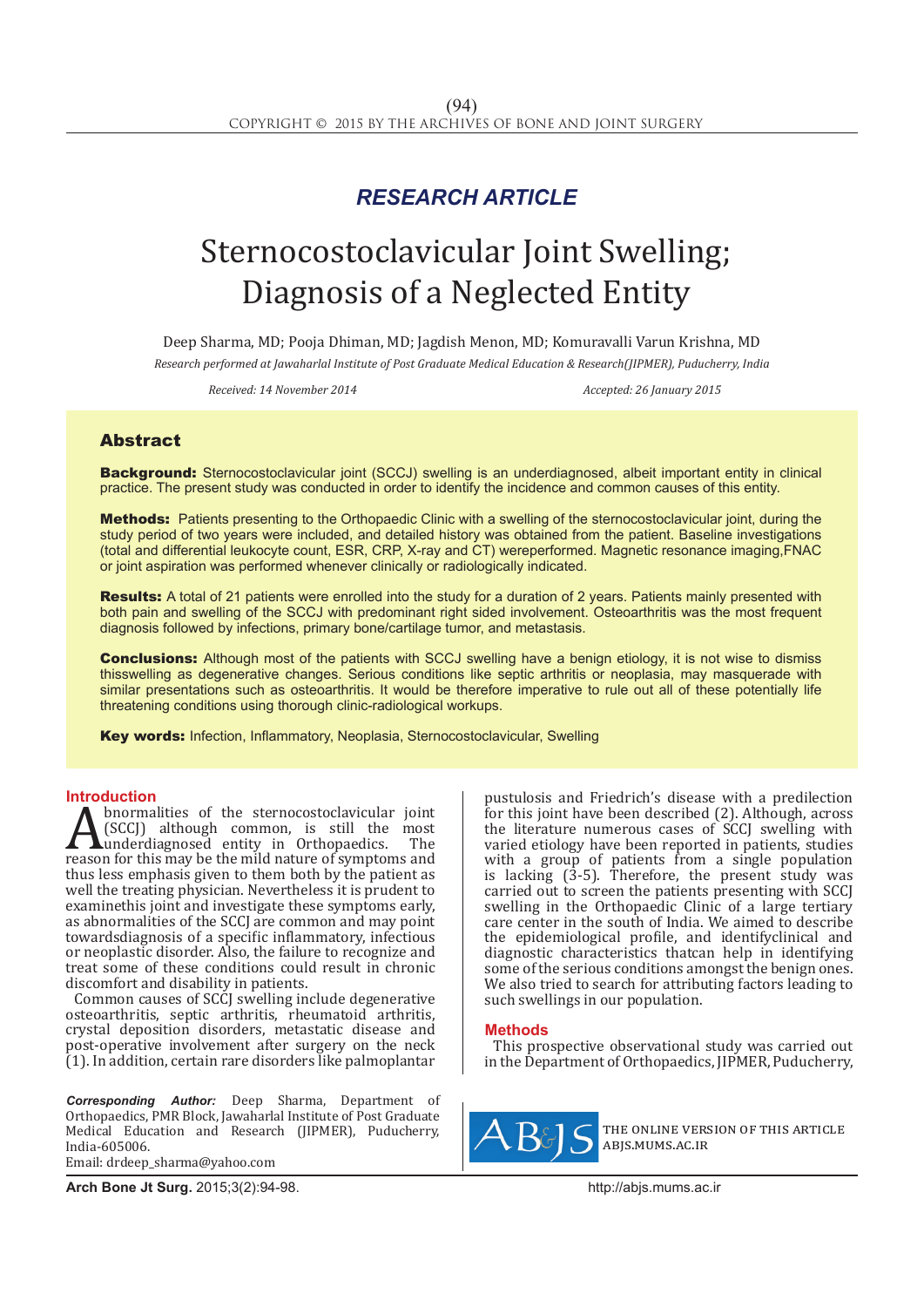RESEARCH ARTICLE

# Sternocostoclavicular Joint Swelling; Diagnosis of a Neglected Entity

Deep Sharma, MD; Pooja Dhiman, MD; Jagdish Menon, MD; Komuravalli Varun Krishna, MD

*Research performed at Jawaharlal Institute of Post Graduate Medical Education & Research(JIPMER), Puducherry, India*

*Received: 14 November 2014* *Accepted: 26 January 2015*

## Abstract

**Background:** Sternocostoclavicular joint (SCCJ) swelling is an underdiagnosed, albeit important entity in clinical practice. The present study was conducted in order to identify the incidence and common causes of this entity.

**Methods:** Patients presenting to the Orthopaedic Clinic with a swelling of the sternocostoclavicular joint, during the study period of two years were included, and detailed history was obtained from the patient. Baseline investigations (total and differential leukocyte count, ESR, CRP, X-ray and CT) wereperformed. Magnetic resonance imaging,FNAC or joint aspiration was performed whenever clinically or radiologically indicated.

**Results:** A total of 21 patients were enrolled into the study for a duration of 2 years. Patients mainly presented with both pain and swelling of the SCCJ with predominant right sided involvement. Osteoarthritis was the most frequent diagnosis followed by infections, primary bone/cartilage tumor, and metastasis.

**Conclusions:** Although most of the patients with SCCJ swelling have a benign etiology, it is not wise to dismiss thisswelling as degenerative changes. Serious conditions like septic arthritis or neoplasia, may masquerade with similar presentations such as osteoarthritis. It would be therefore imperative to rule out all of these potentially life threatening conditions using thorough clinic-radiological workups.

**Key words:** Infection, Inflammatory, Neoplasia, Sternocostoclavicular, Swelling

## Introduction

Abnormalities of the sternocostoclavicular joint (SCCJ) although common, is still the most underdiagnosed entity in Orthopaedics. The reason for this may be the mild nature of symptoms and thus less emphasis given to them both by the patient as well the treating physician. Nevertheless it is prudent to examinethis joint and investigate these symptoms early, as abnormalities of the SCCJ are common and may point towardsdiagnosis of a specific inflammatory, infectious or neoplastic disorder. Also, the failure to recognize and treat some of these conditions could result in chronic discomfort and disability in patients.

Common causes of SCCJ swelling include degenerative osteoarthritis, septic arthritis, rheumatoid arthritis, crystal deposition disorders, metastatic disease and post-operative involvement after surgery on the neck (1). In addition, certain rare disorders like palmoplantar pustulosis and Friedrich's disease with a predilection for this joint have been described (2). Although, across the literature numerous cases of SCCJ swelling with varied etiology have been reported in patients, studies with a group of patients from a single population is lacking (3-5). Therefore, the present study was carried out to screen the patients presenting with SCCJ swelling in the Orthopaedic Clinic of a large tertiary care center in the south of India. We aimed to describe the epidemiological profile, and identifyclinical and diagnostic characteristics thatcan help in identifying some of the serious conditions amongst the benign ones. We also tried to search for attributing factors leading to such swellings in our population.

## Methods

This prospective observational study was carried out in the Department of Orthopaedics, JIPMER, Puducherry,

*Corresponding Author:* Deep Sharma, Department of Orthopaedics, PMR Block, Jawaharlal Institute of Post Graduate Medical Education and Research (JIPMER), Puducherry, India-605006.
Email: drdeep_sharma@yahoo.com

THE ONLINE VERSION OF THIS ARTICLE ABJS.MUMS.AC.IR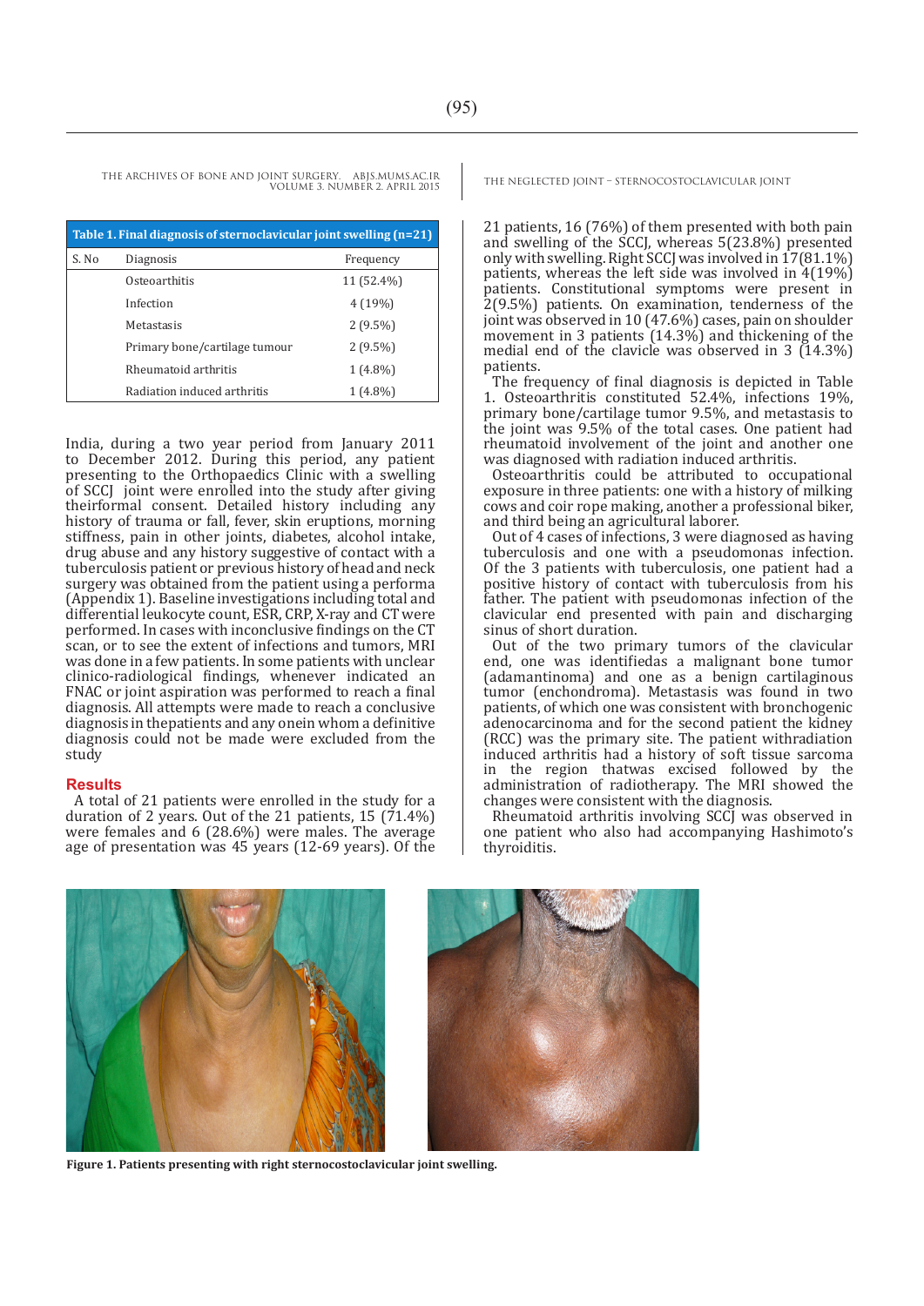**Table 1. Final diagnosis of sternoclavicular joint swelling (n=21)**

| S. No | Diagnosis | Frequency |
|---|---|---|
| | Osteoarthitis | 11 (52.4%) |
| | Infection | 4 (19%) |
| | Metastasis | 2 (9.5%) |
| | Primary bone/cartilage tumour | 2 (9.5%) |
| | Rheumatoid arthritis | 1 (4.8%) |
| | Radiation induced arthritis | 1 (4.8%) |

India, during a two year period from January 2011 to December 2012. During this period, any patient presenting to the Orthopaedics Clinic with a swelling of SCCJ joint were enrolled into the study after giving theirformal consent. Detailed history including any history of trauma or fall, fever, skin eruptions, morning stiffness, pain in other joints, diabetes, alcohol intake, drug abuse and any history suggestive of contact with a tuberculosis patient or previous history of head and neck surgery was obtained from the patient using a performa (Appendix 1). Baseline investigations including total and differential leukocyte count, ESR, CRP, X-ray and CT were performed. In cases with inconclusive findings on the CT scan, or to see the extent of infections and tumors, MRI was done in a few patients. In some patients with unclear clinico-radiological findings, whenever indicated an FNAC or joint aspiration was performed to reach a final diagnosis. All attempts were made to reach a conclusive diagnosis in thepatients and any onein whom a definitive diagnosis could not be made were excluded from the study

## Results

A total of 21 patients were enrolled in the study for a duration of 2 years. Out of the 21 patients, 15 (71.4%) were females and 6 (28.6%) were males. The average age of presentation was 45 years (12-69 years). Of the 21 patients, 16 (76%) of them presented with both pain and swelling of the SCCJ, whereas 5(23.8%) presented only with swelling. Right SCCJ was involved in 17(81.1%) patients, whereas the left side was involved in 4(19%) patients. Constitutional symptoms were present in 2(9.5%) patients. On examination, tenderness of the joint was observed in 10 (47.6%) cases, pain on shoulder movement in 3 patients (14.3%) and thickening of the medial end of the clavicle was observed in 3 (14.3%) patients.

The frequency of final diagnosis is depicted in Table 1. Osteoarthritis constituted 52.4%, infections 19%, primary bone/cartilage tumor 9.5%, and metastasis to the joint was 9.5% of the total cases. One patient had rheumatoid involvement of the joint and another one was diagnosed with radiation induced arthritis.

Osteoarthritis could be attributed to occupational exposure in three patients: one with a history of milking cows and coir rope making, another a professional biker, and third being an agricultural laborer.

Out of 4 cases of infections, 3 were diagnosed as having tuberculosis and one with a pseudomonas infection. Of the 3 patients with tuberculosis, one patient had a positive history of contact with tuberculosis from his father. The patient with pseudomonas infection of the clavicular end presented with pain and discharging sinus of short duration.

Out of the two primary tumors of the clavicular end, one was identifiedas a malignant bone tumor (adamantinoma) and one as a benign cartilaginous tumor (enchondroma). Metastasis was found in two patients, of which one was consistent with bronchogenic adenocarcinoma and for the second patient the kidney (RCC) was the primary site. The patient withradiation induced arthritis had a history of soft tissue sarcoma in the region thatwas excised followed by the administration of radiotherapy. The MRI showed the changes were consistent with the diagnosis.

Rheumatoid arthritis involving SCCJ was observed in one patient who also had accompanying Hashimoto's thyroiditis.

**Figure 1. Patients presenting with right sternocostoclavicular joint swelling.**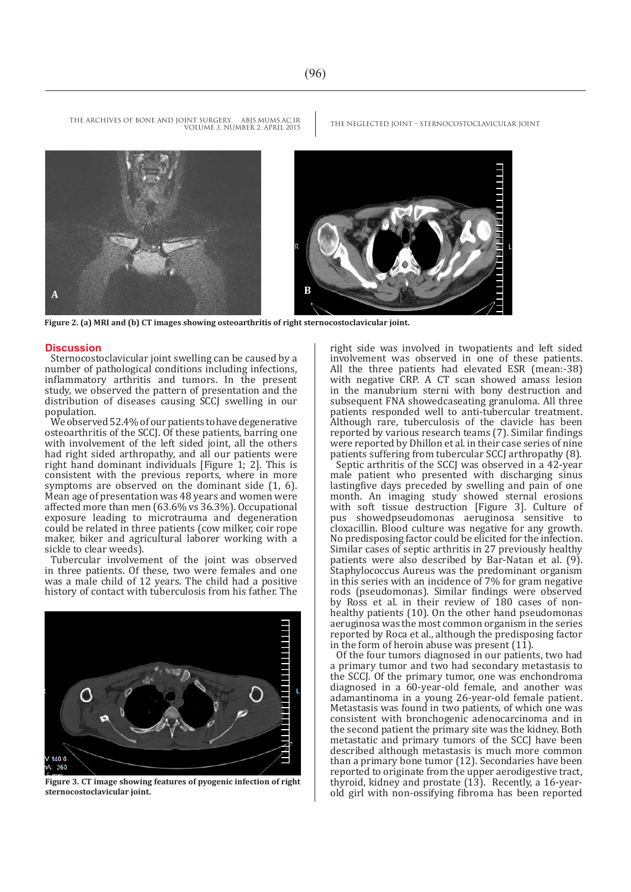Figure 2. (a) MRI and (b) CT images showing osteoarthritis of right sternocostoclavicular joint.

## Discussion

Sternocostoclavicular joint swelling can be caused by a number of pathological conditions including infections, inflammatory arthritis and tumors. In the present study, we observed the pattern of presentation and the distribution of diseases causing SCCJ swelling in our population.

We observed 52.4% of our patients to have degenerative osteoarthritis of the SCCJ. Of these patients, barring one with involvement of the left sided joint, all the others had right sided arthropathy, and all our patients were right hand dominant individuals [Figure 1; 2]. This is consistent with the previous reports, where in more symptoms are observed on the dominant side (1, 6). Mean age of presentation was 48 years and women were affected more than men (63.6% vs 36.3%). Occupational exposure leading to microtrauma and degeneration could be related in three patients (cow milker, coir rope maker, biker and agricultural laborer working with a sickle to clear weeds).

Tubercular involvement of the joint was observed in three patients. Of these, two were females and one was a male child of 12 years. The child had a positive history of contact with tuberculosis from his father. The right side was involved in twopatients and left sided involvement was observed in one of these patients. All the three patients had elevated ESR (mean:-38) with negative CRP. A CT scan showed amass lesion in the manubrium sterni with bony destruction and subsequent FNA showedcaseating granuloma. All three patients responded well to anti-tubercular treatment. Although rare, tuberculosis of the clavicle has been reported by various research teams (7). Similar findings were reported by Dhillon et al. in their case series of nine patients suffering from tubercular SCCJ arthropathy (8).

Septic arthritis of the SCCJ was observed in a 42-year male patient who presented with discharging sinus lastingfive days preceded by swelling and pain of one month. An imaging study showed sternal erosions with soft tissue destruction [Figure 3]. Culture of pus showedpseudomonas aeruginosa sensitive to cloxacillin. Blood culture was negative for any growth. No predisposing factor could be elicited for the infection. Similar cases of septic arthritis in 27 previously healthy patients were also described by Bar-Natan et al. (9). Staphylococcus Aureus was the predominant organism in this series with an incidence of 7% for gram negative rods (pseudomonas). Similar findings were observed by Ross et al. in their review of 180 cases of non-healthy patients (10). On the other hand pseudomonas aeruginosa was the most common organism in the series reported by Roca et al., although the predisposing factor in the form of heroin abuse was present (11).

Figure 3. CT image showing features of pyogenic infection of right sternocostoclavicular joint.

Of the four tumors diagnosed in our patients, two had a primary tumor and two had secondary metastasis to the SCCJ. Of the primary tumor, one was enchondroma diagnosed in a 60-year-old female, and another was adamantinoma in a young 26-year-old female patient. Metastasis was found in two patients, of which one was consistent with bronchogenic adenocarcinoma and in the second patient the primary site was the kidney. Both metastatic and primary tumors of the SCCJ have been described although metastasis is much more common than a primary bone tumor (12). Secondaries have been reported to originate from the upper aerodigestive tract, thyroid, kidney and prostate (13). Recently, a 16-year-old girl with non-ossifying fibroma has been reported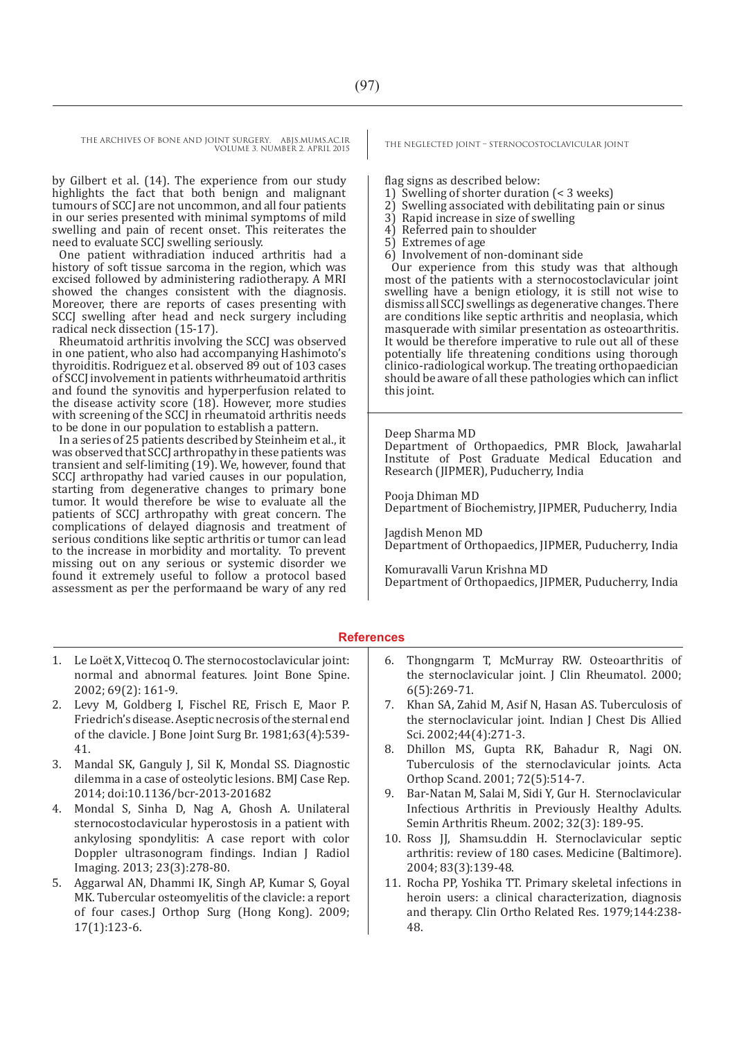by Gilbert et al. (14). The experience from our study highlights the fact that both benign and malignant tumours of SCCJ are not uncommon, and all four patients in our series presented with minimal symptoms of mild swelling and pain of recent onset. This reiterates the need to evaluate SCCJ swelling seriously.

One patient withradiation induced arthritis had a history of soft tissue sarcoma in the region, which was excised followed by administering radiotherapy. A MRI showed the changes consistent with the diagnosis. Moreover, there are reports of cases presenting with SCCJ swelling after head and neck surgery including radical neck dissection (15-17).

Rheumatoid arthritis involving the SCCJ was observed in one patient, who also had accompanying Hashimoto's thyroiditis. Rodriguez et al. observed 89 out of 103 cases of SCCJ involvement in patients withrheumatoid arthritis and found the synovitis and hyperperfusion related to the disease activity score (18). However, more studies with screening of the SCCJ in rheumatoid arthritis needs to be done in our population to establish a pattern.

In a series of 25 patients described by Steinheim et al., it was observed that SCCJ arthropathy in these patients was transient and self-limiting (19). We, however, found that SCCJ arthropathy had varied causes in our population, starting from degenerative changes to primary bone tumor. It would therefore be wise to evaluate all the patients of SCCJ arthropathy with great concern. The complications of delayed diagnosis and treatment of serious conditions like septic arthritis or tumor can lead to the increase in morbidity and mortality. To prevent missing out on any serious or systemic disorder we found it extremely useful to follow a protocol based assessment as per the performaand be wary of any red flag signs as described below:

1) Swelling of shorter duration (< 3 weeks)
2) Swelling associated with debilitating pain or sinus
3) Rapid increase in size of swelling
4) Referred pain to shoulder
5) Extremes of age
6) Involvement of non-dominant side

Our experience from this study was that although most of the patients with a sternocostoclavicular joint swelling have a benign etiology, it is still not wise to dismiss all SCCJ swellings as degenerative changes. There are conditions like septic arthritis and neoplasia, which masquerade with similar presentation as osteoarthritis. It would be therefore imperative to rule out all of these potentially life threatening conditions using thorough clinico-radiological workup. The treating orthopaedician should be aware of all these pathologies which can inflict this joint.

Deep Sharma MD
Department of Orthopaedics, PMR Block, Jawaharlal Institute of Post Graduate Medical Education and Research (JIPMER), Puducherry, India

Pooja Dhiman MD
Department of Biochemistry, JIPMER, Puducherry, India

Jagdish Menon MD
Department of Orthopaedics, JIPMER, Puducherry, India

Komuravalli Varun Krishna MD
Department of Orthopaedics, JIPMER, Puducherry, India

## References

1. Le Loët X, Vittecoq O. The sternocostoclavicular joint: normal and abnormal features. Joint Bone Spine. 2002; 69(2): 161-9.
2. Levy M, Goldberg I, Fischel RE, Frisch E, Maor P. Friedrich's disease. Aseptic necrosis of the sternal end of the clavicle. J Bone Joint Surg Br. 1981;63(4):539-41.
3. Mandal SK, Ganguly J, Sil K, Mondal SS. Diagnostic dilemma in a case of osteolytic lesions. BMJ Case Rep. 2014; doi:10.1136/bcr-2013-201682
4. Mondal S, Sinha D, Nag A, Ghosh A. Unilateral sternocostoclavicular hyperostosis in a patient with ankylosing spondylitis: A case report with color Doppler ultrasonogram findings. Indian J Radiol Imaging. 2013; 23(3):278-80.
5. Aggarwal AN, Dhammi IK, Singh AP, Kumar S, Goyal MK. Tubercular osteomyelitis of the clavicle: a report of four cases.J Orthop Surg (Hong Kong). 2009; 17(1):123-6.
6. Thongngarm T, McMurray RW. Osteoarthritis of the sternoclavicular joint. J Clin Rheumatol. 2000; 6(5):269-71.
7. Khan SA, Zahid M, Asif N, Hasan AS. Tuberculosis of the sternoclavicular joint. Indian J Chest Dis Allied Sci. 2002;44(4):271-3.
8. Dhillon MS, Gupta RK, Bahadur R, Nagi ON. Tuberculosis of the sternoclavicular joints. Acta Orthop Scand. 2001; 72(5):514-7.
9. Bar-Natan M, Salai M, Sidi Y, Gur H. Sternoclavicular Infectious Arthritis in Previously Healthy Adults. Semin Arthritis Rheum. 2002; 32(3): 189-95.
10. Ross JJ, Shamsu.ddin H. Sternoclavicular septic arthritis: review of 180 cases. Medicine (Baltimore). 2004; 83(3):139-48.
11. Rocha PP, Yoshika TT. Primary skeletal infections in heroin users: a clinical characterization, diagnosis and therapy. Clin Ortho Related Res. 1979;144:238-48.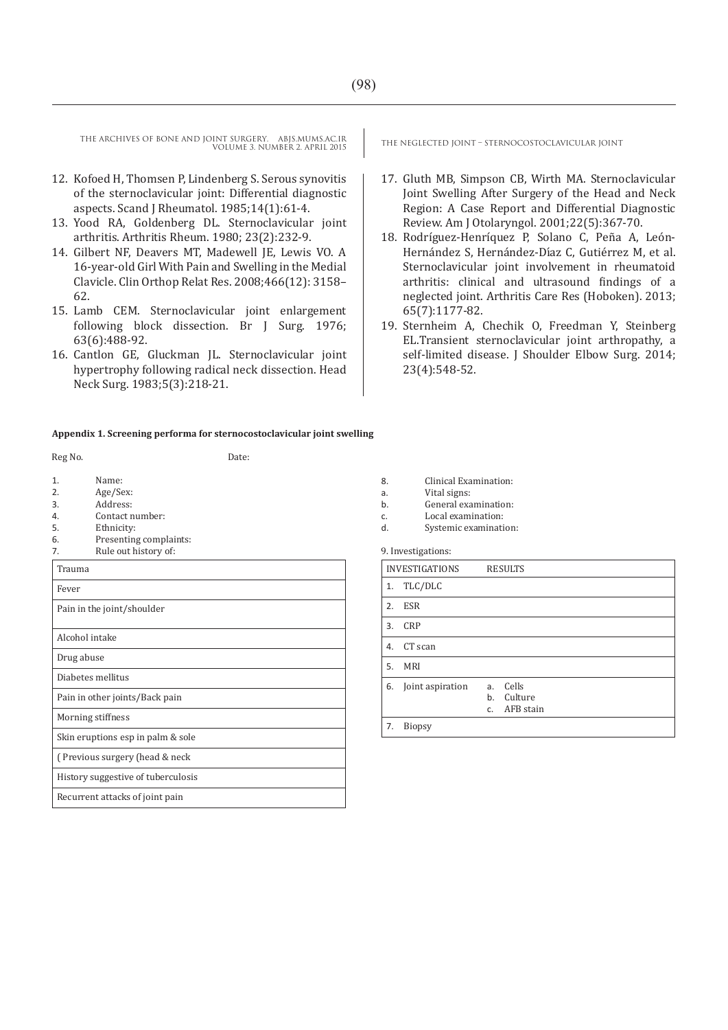12. Kofoed H, Thomsen P, Lindenberg S. Serous synovitis of the sternoclavicular joint: Differential diagnostic aspects. Scand J Rheumatol. 1985;14(1):61-4.
13. Yood RA, Goldenberg DL. Sternoclavicular joint arthritis. Arthritis Rheum. 1980; 23(2):232-9.
14. Gilbert NF, Deavers MT, Madewell JE, Lewis VO. A 16-year-old Girl With Pain and Swelling in the Medial Clavicle. Clin Orthop Relat Res. 2008;466(12): 3158–62.
15. Lamb CEM. Sternoclavicular joint enlargement following block dissection. Br J Surg. 1976; 63(6):488-92.
16. Cantlon GE, Gluckman JL. Sternoclavicular joint hypertrophy following radical neck dissection. Head Neck Surg. 1983;5(3):218-21.
17. Gluth MB, Simpson CB, Wirth MA. Sternoclavicular Joint Swelling After Surgery of the Head and Neck Region: A Case Report and Differential Diagnostic Review. Am J Otolaryngol. 2001;22(5):367-70.
18. Rodríguez-Henríquez P, Solano C, Peña A, León-Hernández S, Hernández-Díaz C, Gutiérrez M, et al. Sternoclavicular joint involvement in rheumatoid arthritis: clinical and ultrasound findings of a neglected joint. Arthritis Care Res (Hoboken). 2013; 65(7):1177-82.
19. Sternheim A, Chechik O, Freedman Y, Steinberg EL.Transient sternoclavicular joint arthropathy, a self-limited disease. J Shoulder Elbow Surg. 2014; 23(4):548-52.

**Appendix 1. Screening performa for sternocostoclavicular joint swelling**

Reg No. Date:

1. Name:
2. Age/Sex:
3. Address:
4. Contact number:
5. Ethnicity:
6. Presenting complaints:
7. Rule out history of:

| |
|---|
| Trauma |
| Fever |
| Pain in the joint/shoulder |
| Alcohol intake |
| Drug abuse |
| Diabetes mellitus |
| Pain in other joints/Back pain |
| Morning stiffness |
| Skin eruptions esp in palm & sole |
| ( Previous surgery (head & neck |
| History suggestive of tuberculosis |
| Recurrent attacks of joint pain |

8. Clinical Examination:
a. Vital signs:
b. General examination:
c. Local examination:
d. Systemic examination:

9. Investigations:

| INVESTIGATIONS | RESULTS |
|---|---|
| 1. TLC/DLC | |
| 2. ESR | |
| 3. CRP | |
| 4. CT scan | |
| 5. MRI | |
| 6. Joint aspiration | a. Cells<br>b. Culture<br>c. AFB stain |
| 7. Biopsy | |